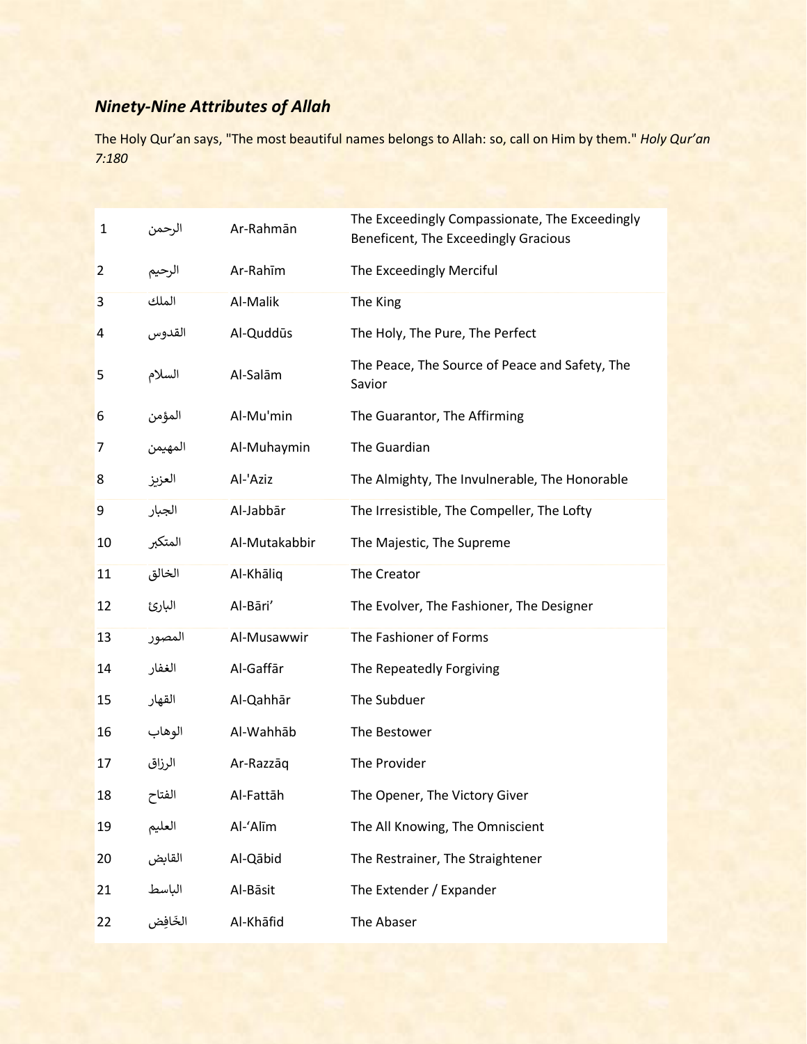## *Ninety-Nine Attributes of Allah*

The Holy Qur'an says, "The most beautiful names belongs to Allah: so, call on Him by them." *Holy Qur'an 7:180*

| | | | |
|---|---|---|---|
| 1 | الرحمن | Ar-Rahmān | The Exceedingly Compassionate, The Exceedingly Beneficent, The Exceedingly Gracious |
| 2 | الرحيم | Ar-Rahīm | The Exceedingly Merciful |
| 3 | الملك | Al-Malik | The King |
| 4 | القدوس | Al-Quddūs | The Holy, The Pure, The Perfect |
| 5 | السلام | Al-Salām | The Peace, The Source of Peace and Safety, The Savior |
| 6 | المؤمن | Al-Mu'min | The Guarantor, The Affirming |
| 7 | المهيمن | Al-Muhaymin | The Guardian |
| 8 | العزيز | Al-'Aziz | The Almighty, The Invulnerable, The Honorable |
| 9 | الجبار | Al-Jabbār | The Irresistible, The Compeller, The Lofty |
| 10 | المتكبر | Al-Mutakabbir | The Majestic, The Supreme |
| 11 | الخالق | Al-Khāliq | The Creator |
| 12 | البارئ | Al-Bāri' | The Evolver, The Fashioner, The Designer |
| 13 | المصور | Al-Musawwir | The Fashioner of Forms |
| 14 | الغفار | Al-Gaffār | The Repeatedly Forgiving |
| 15 | القهار | Al-Qahhār | The Subduer |
| 16 | الوهاب | Al-Wahhāb | The Bestower |
| 17 | الرزاق | Ar-Razzāq | The Provider |
| 18 | الفتاح | Al-Fattāh | The Opener, The Victory Giver |
| 19 | العليم | Al-'Alīm | The All Knowing, The Omniscient |
| 20 | القابض | Al-Qābid | The Restrainer, The Straightener |
| 21 | الباسط | Al-Bāsit | The Extender / Expander |
| 22 | الخَافِض | Al-Khāfid | The Abaser |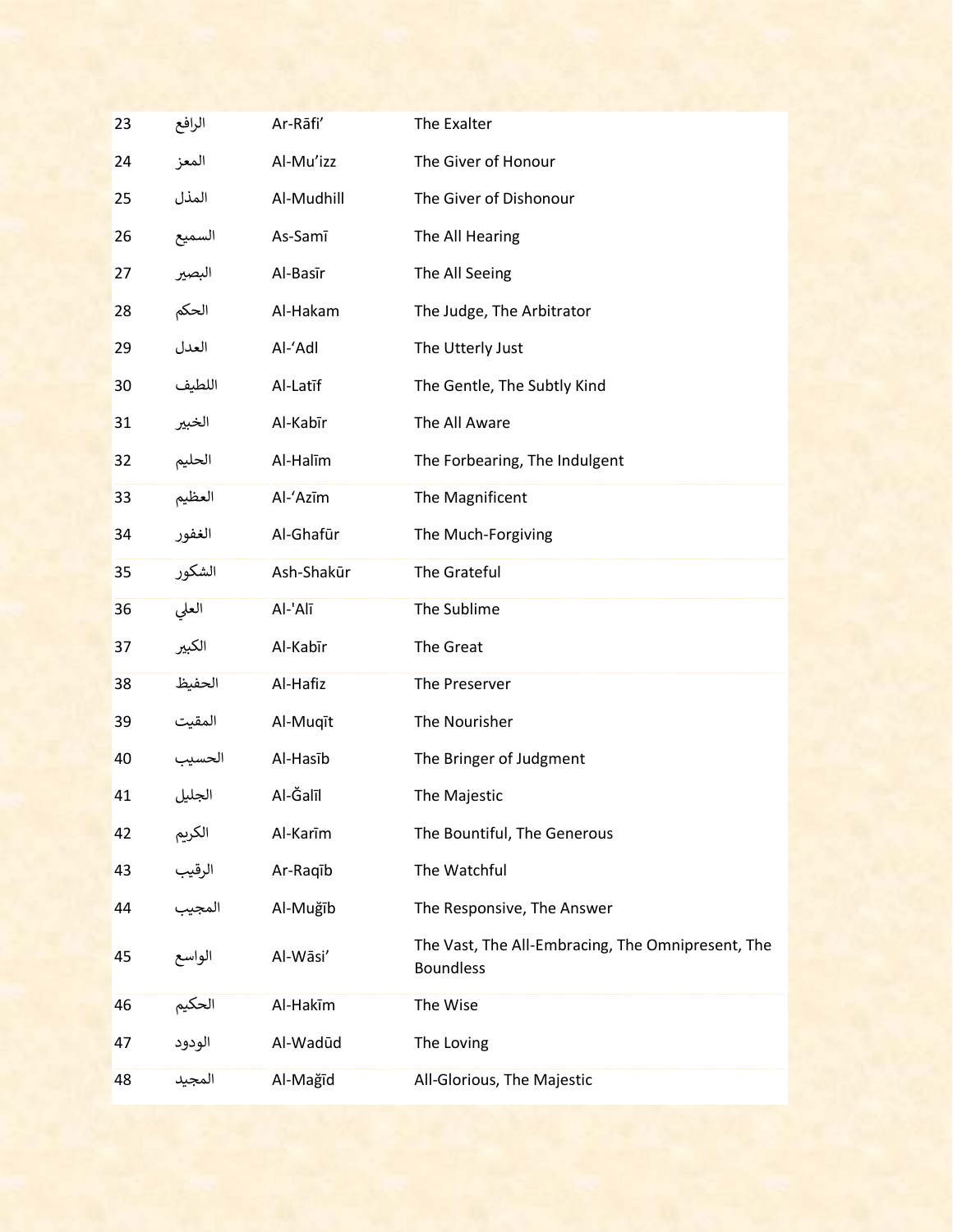| 23 | الرافع | Ar-Rāfi’ | The Exalter |
|---|---|---|---|
| 24 | المعز | Al-Mu’izz | The Giver of Honour |
| 25 | المذل | Al-Mudhill | The Giver of Dishonour |
| 26 | السميع | As-Samī | The All Hearing |
| 27 | البصير | Al-Basīr | The All Seeing |
| 28 | الحكم | Al-Hakam | The Judge, The Arbitrator |
| 29 | العدل | Al-‘Adl | The Utterly Just |
| 30 | اللطيف | Al-Latīf | The Gentle, The Subtly Kind |
| 31 | الخبير | Al-Kabīr | The All Aware |
| 32 | الحليم | Al-Halīm | The Forbearing, The Indulgent |
| 33 | العظيم | Al-‘Azīm | The Magnificent |
| 34 | الغفور | Al-Ghafūr | The Much-Forgiving |
| 35 | الشكور | Ash-Shakūr | The Grateful |
| 36 | العلي | Al-'Alī | The Sublime |
| 37 | الكبير | Al-Kabīr | The Great |
| 38 | الحفيظ | Al-Hafiz | The Preserver |
| 39 | المقيت | Al-Muqīt | The Nourisher |
| 40 | الحسيب | Al-Hasīb | The Bringer of Judgment |
| 41 | الجليل | Al-Ğalīl | The Majestic |
| 42 | الكريم | Al-Karīm | The Bountiful, The Generous |
| 43 | الرقيب | Ar-Raqīb | The Watchful |
| 44 | المجيب | Al-Muğīb | The Responsive, The Answer |
| 45 | الواسع | Al-Wāsi’ | The Vast, The All-Embracing, The Omnipresent, The Boundless |
| 46 | الحكيم | Al-Hakīm | The Wise |
| 47 | الودود | Al-Wadūd | The Loving |
| 48 | المجيد | Al-Mağīd | All-Glorious, The Majestic |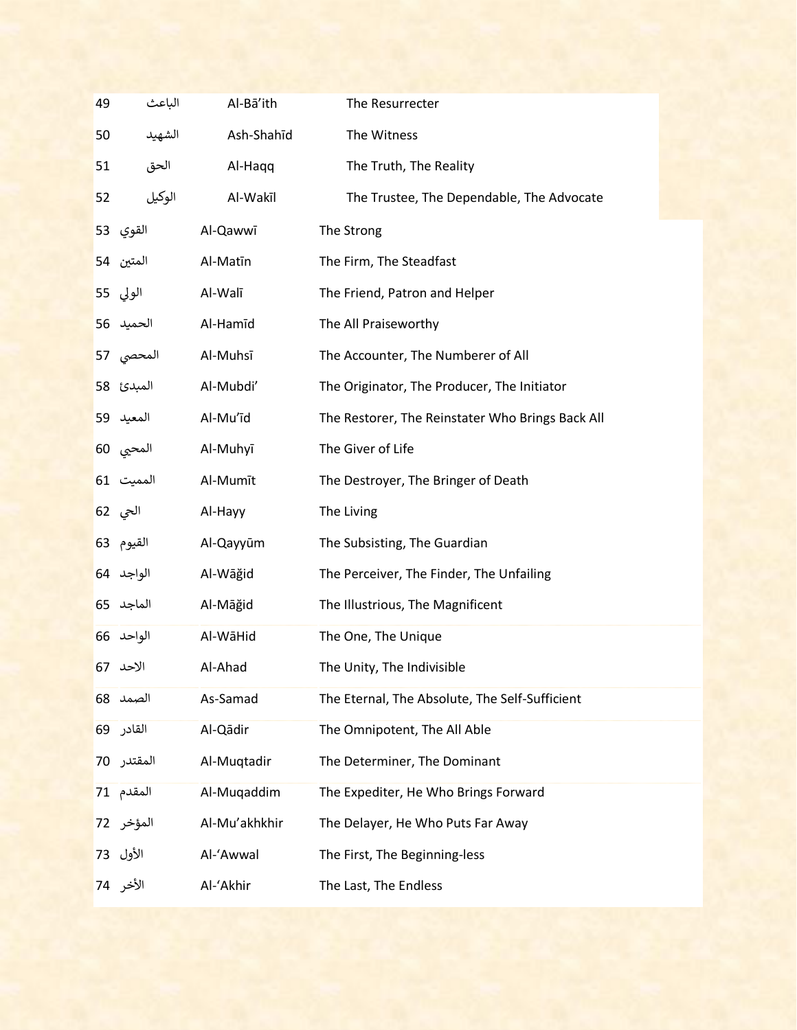| | | | |
|---|---|---|---|
| 49 | الباعث | Al-Bā'ith | The Resurrecter |
| 50 | الشهيد | Ash-Shahīd | The Witness |
| 51 | الحق | Al-Haqq | The Truth, The Reality |
| 52 | الوكيل | Al-Wakīl | The Trustee, The Dependable, The Advocate |
| 53 | القوي | Al-Qawwī | The Strong |
| 54 | المتين | Al-Matīn | The Firm, The Steadfast |
| 55 | الولي | Al-Walī | The Friend, Patron and Helper |
| 56 | الحميد | Al-Hamīd | The All Praiseworthy |
| 57 | المحصي | Al-Muhsī | The Accounter, The Numberer of All |
| 58 | المبدئ | Al-Mubdi' | The Originator, The Producer, The Initiator |
| 59 | المعيد | Al-Mu'īd | The Restorer, The Reinstater Who Brings Back All |
| 60 | المحيي | Al-Muhyī | The Giver of Life |
| 61 | المميت | Al-Mumīt | The Destroyer, The Bringer of Death |
| 62 | الحي | Al-Hayy | The Living |
| 63 | القيوم | Al-Qayyūm | The Subsisting, The Guardian |
| 64 | الواجد | Al-Wāğid | The Perceiver, The Finder, The Unfailing |
| 65 | الماجد | Al-Māğid | The Illustrious, The Magnificent |
| 66 | الواحد | Al-WāHid | The One, The Unique |
| 67 | الاحد | Al-Ahad | The Unity, The Indivisible |
| 68 | الصمد | As-Samad | The Eternal, The Absolute, The Self-Sufficient |
| 69 | القادر | Al-Qādir | The Omnipotent, The All Able |
| 70 | المقتدر | Al-Muqtadir | The Determiner, The Dominant |
| 71 | المقدم | Al-Muqaddim | The Expediter, He Who Brings Forward |
| 72 | المؤخر | Al-Mu'akhkhir | The Delayer, He Who Puts Far Away |
| 73 | الأول | Al-'Awwal | The First, The Beginning-less |
| 74 | الأخر | Al-'Akhir | The Last, The Endless |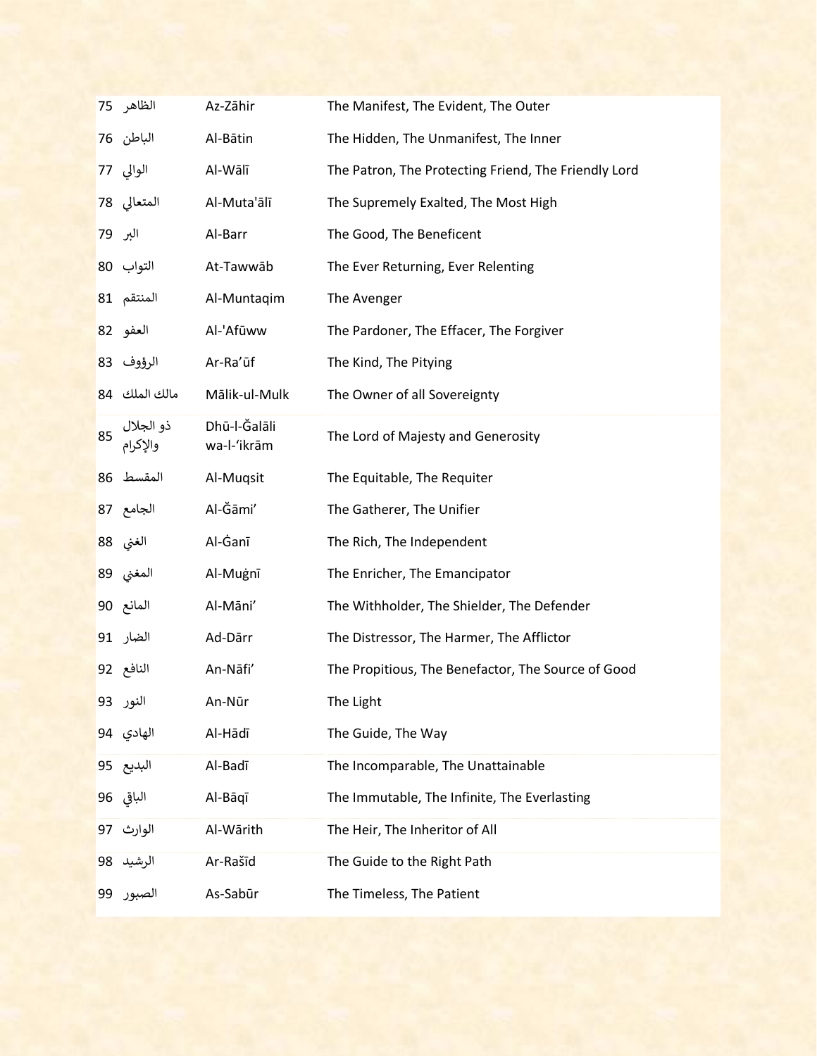| | | | |
|---|---|---|---|
| 75 | الظاهر | Az-Zāhir | The Manifest, The Evident, The Outer |
| 76 | الباطن | Al-Bātin | The Hidden, The Unmanifest, The Inner |
| 77 | الوالي | Al-Wālī | The Patron, The Protecting Friend, The Friendly Lord |
| 78 | المتعالي | Al-Muta'ālī | The Supremely Exalted, The Most High |
| 79 | البر | Al-Barr | The Good, The Beneficent |
| 80 | التواب | At-Tawwāb | The Ever Returning, Ever Relenting |
| 81 | المنتقم | Al-Muntaqim | The Avenger |
| 82 | العفو | Al-'Afūww | The Pardoner, The Effacer, The Forgiver |
| 83 | الرؤوف | Ar-Ra'ūf | The Kind, The Pitying |
| 84 | مالك الملك | Mālik-ul-Mulk | The Owner of all Sovereignty |
| 85 | ذو الجلال والإكرام | Dhū-l-Ǧalāli wa-l-'ikrām | The Lord of Majesty and Generosity |
| 86 | المقسط | Al-Muqsit | The Equitable, The Requiter |
| 87 | الجامع | Al-Ǧāmi' | The Gatherer, The Unifier |
| 88 | الغني | Al-Ġanī | The Rich, The Independent |
| 89 | المغني | Al-Muġnī | The Enricher, The Emancipator |
| 90 | المانع | Al-Māni' | The Withholder, The Shielder, The Defender |
| 91 | الضار | Ad-Dārr | The Distressor, The Harmer, The Afflictor |
| 92 | النافع | An-Nāfi' | The Propitious, The Benefactor, The Source of Good |
| 93 | النور | An-Nūr | The Light |
| 94 | الهادي | Al-Hādī | The Guide, The Way |
| 95 | البديع | Al-Badī | The Incomparable, The Unattainable |
| 96 | الباقي | Al-Bāqī | The Immutable, The Infinite, The Everlasting |
| 97 | الوارث | Al-Wārith | The Heir, The Inheritor of All |
| 98 | الرشيد | Ar-Rašīd | The Guide to the Right Path |
| 99 | الصبور | As-Sabūr | The Timeless, The Patient |